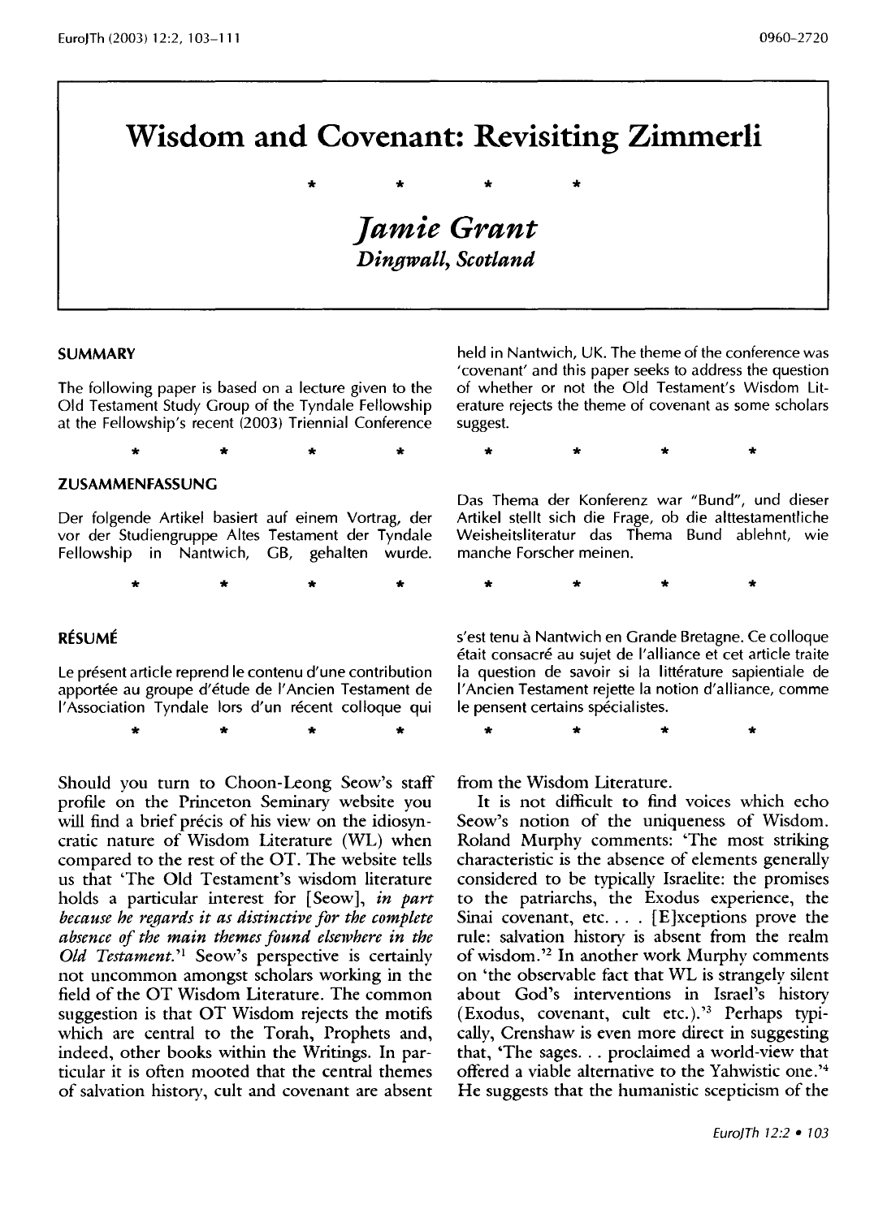# Wisdom and Covenant: Revisiting Zimmerli

\* \* \* \*

## *Jamie Grant*

***Dingwall, Scotland***

### SUMMARY

The following paper is based on a lecture given to the Old Testament Study Group of the Tyndale Fellowship at the Fellowship's recent (2003) Triennial Conference held in Nantwich, UK. The theme of the conference was 'covenant' and this paper seeks to address the question of whether or not the Old Testament's Wisdom Literature rejects the theme of covenant as some scholars suggest.

\* \* \* \*

### ZUSAMMENFASSUNG

Der folgende Artikel basiert auf einem Vortrag, der vor der Studiengruppe Altes Testament der Tyndale Fellowship in Nantwich, GB, gehalten wurde. Das Thema der Konferenz war "Bund", und dieser Artikel stellt sich die Frage, ob die alttestamentliche Weisheitsliteratur das Thema Bund ablehnt, wie manche Forscher meinen.

\* \* \* \*

### RÉSUMÉ

Le présent article reprend le contenu d'une contribution apportée au groupe d'étude de l'Ancien Testament de l'Association Tyndale lors d'un récent colloque qui s'est tenu à Nantwich en Grande Bretagne. Ce colloque était consacré au sujet de l'alliance et cet article traite la question de savoir si la littérature sapientiale de l'Ancien Testament rejette la notion d'alliance, comme le pensent certains spécialistes.

\* \* \* \*

Should you turn to Choon-Leong Seow's staff profile on the Princeton Seminary website you will find a brief précis of his view on the idiosyncratic nature of Wisdom Literature (WL) when compared to the rest of the OT. The website tells us that 'The Old Testament's wisdom literature holds a particular interest for [Seow], *in part because he regards it as distinctive for the complete absence of the main themes found elsewhere in the Old Testament.*'[1] Seow's perspective is certainly not uncommon amongst scholars working in the field of the OT Wisdom Literature. The common suggestion is that OT Wisdom rejects the motifs which are central to the Torah, Prophets and, indeed, other books within the Writings. In particular it is often mooted that the central themes of salvation history, cult and covenant are absent from the Wisdom Literature.

It is not difficult to find voices which echo Seow's notion of the uniqueness of Wisdom. Roland Murphy comments: 'The most striking characteristic is the absence of elements generally considered to be typically Israelite: the promises to the patriarchs, the Exodus experience, the Sinai covenant, etc. . . . [E]xceptions prove the rule: salvation history is absent from the realm of wisdom.'[2] In another work Murphy comments on 'the observable fact that WL is strangely silent about God's interventions in Israel's history (Exodus, covenant, cult etc.).'[3] Perhaps typically, Crenshaw is even more direct in suggesting that, 'The sages. . . proclaimed a world-view that offered a viable alternative to the Yahwistic one.'[4] He suggests that the humanistic scepticism of the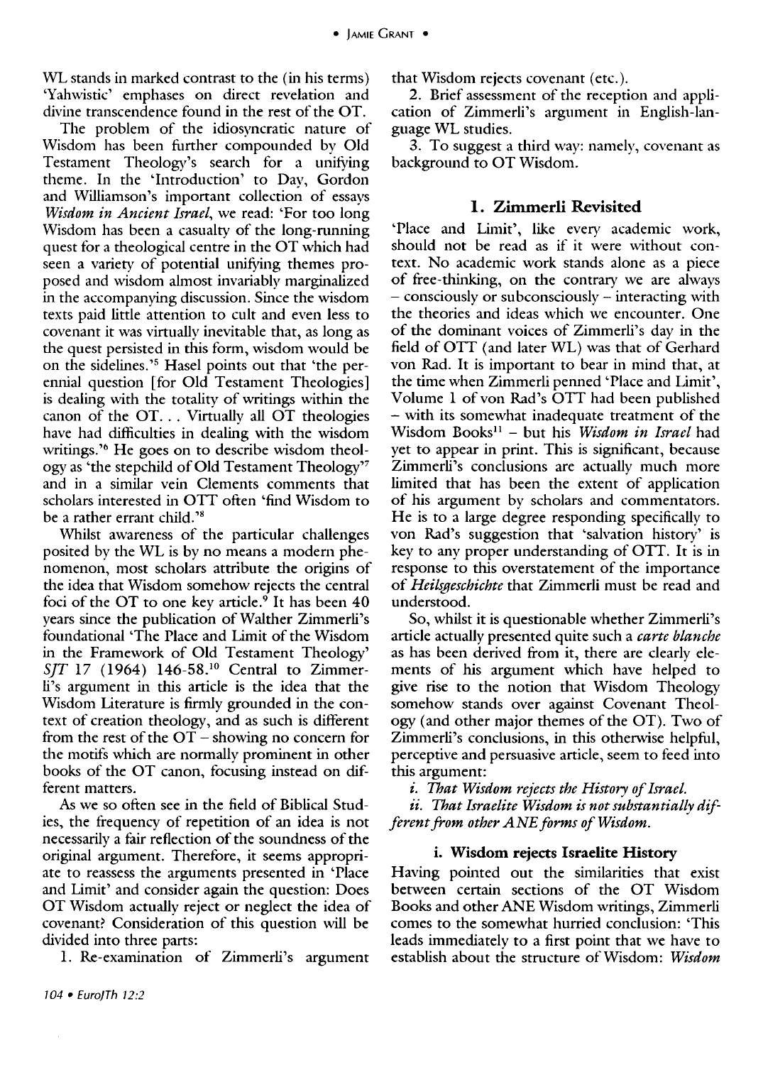WL stands in marked contrast to the (in his terms) 'Yahwistic' emphases on direct revelation and divine transcendence found in the rest of the OT.

The problem of the idiosyncratic nature of Wisdom has been further compounded by Old Testament Theology's search for a unifying theme. In the 'Introduction' to Day, Gordon and Williamson's important collection of essays *Wisdom in Ancient Israel*, we read: 'For too long Wisdom has been a casualty of the long-running quest for a theological centre in the OT which had seen a variety of potential unifying themes proposed and wisdom almost invariably marginalized in the accompanying discussion. Since the wisdom texts paid little attention to cult and even less to covenant it was virtually inevitable that, as long as the quest persisted in this form, wisdom would be on the sidelines.'[5] Hasel points out that 'the perennial question [for Old Testament Theologies] is dealing with the totality of writings within the canon of the OT. . . Virtually all OT theologies have had difficulties in dealing with the wisdom writings.'[6] He goes on to describe wisdom theology as 'the stepchild of Old Testament Theology'[7] and in a similar vein Clements comments that scholars interested in OTT often 'find Wisdom to be a rather errant child.'[8]

Whilst awareness of the particular challenges posited by the WL is by no means a modern phenomenon, most scholars attribute the origins of the idea that Wisdom somehow rejects the central foci of the OT to one key article.[9] It has been 40 years since the publication of Walther Zimmerli's foundational 'The Place and Limit of the Wisdom in the Framework of Old Testament Theology' *SJT* 17 (1964) 146-58.[10] Central to Zimmerli's argument in this article is the idea that the Wisdom Literature is firmly grounded in the context of creation theology, and as such is different from the rest of the OT – showing no concern for the motifs which are normally prominent in other books of the OT canon, focusing instead on different matters.

As we so often see in the field of Biblical Studies, the frequency of repetition of an idea is not necessarily a fair reflection of the soundness of the original argument. Therefore, it seems appropriate to reassess the arguments presented in 'Place and Limit' and consider again the question: Does OT Wisdom actually reject or neglect the idea of covenant? Consideration of this question will be divided into three parts:

1. Re-examination of Zimmerli's argument that Wisdom rejects covenant (etc.).
2. Brief assessment of the reception and application of Zimmerli's argument in English-language WL studies.
3. To suggest a third way: namely, covenant as background to OT Wisdom.

## 1. Zimmerli Revisited

'Place and Limit', like every academic work, should not be read as if it were without context. No academic work stands alone as a piece of free-thinking, on the contrary we are always – consciously or subconsciously – interacting with the theories and ideas which we encounter. One of the dominant voices of Zimmerli's day in the field of OTT (and later WL) was that of Gerhard von Rad. It is important to bear in mind that, at the time when Zimmerli penned 'Place and Limit', Volume 1 of von Rad's OTT had been published – with its somewhat inadequate treatment of the Wisdom Books[11] – but his *Wisdom in Israel* had yet to appear in print. This is significant, because Zimmerli's conclusions are actually much more limited that has been the extent of application of his argument by scholars and commentators. He is to a large degree responding specifically to von Rad's suggestion that 'salvation history' is key to any proper understanding of OTT. It is in response to this overstatement of the importance of *Heilsgeschichte* that Zimmerli must be read and understood.

So, whilst it is questionable whether Zimmerli's article actually presented quite such a *carte blanche* as has been derived from it, there are clearly elements of his argument which have helped to give rise to the notion that Wisdom Theology somehow stands over against Covenant Theology (and other major themes of the OT). Two of Zimmerli's conclusions, in this otherwise helpful, perceptive and persuasive article, seem to feed into this argument:

*i. That Wisdom rejects the History of Israel.*

*ii. That Israelite Wisdom is not substantially different from other ANE forms of Wisdom.*

### i. Wisdom rejects Israelite History

Having pointed out the similarities that exist between certain sections of the OT Wisdom Books and other ANE Wisdom writings, Zimmerli comes to the somewhat hurried conclusion: 'This leads immediately to a first point that we have to establish about the structure of Wisdom: *Wisdom*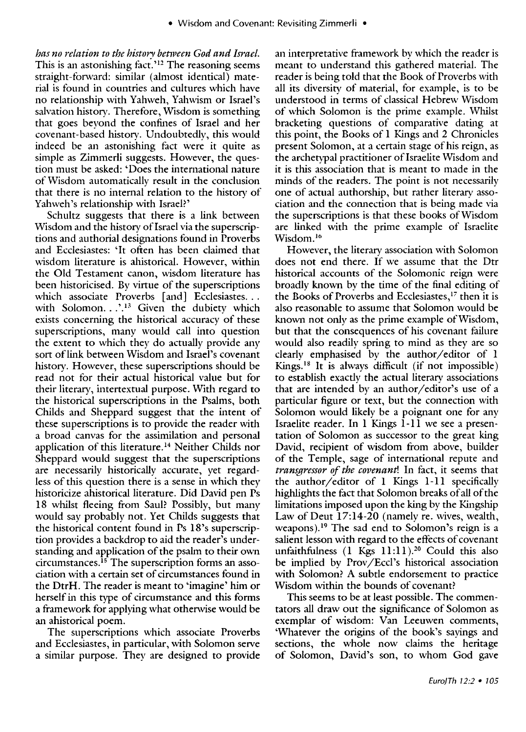*has no relation to the history between God and Israel.* This is an astonishing fact.'[12] The reasoning seems straight-forward: similar (almost identical) material is found in countries and cultures which have no relationship with Yahweh, Yahwism or Israel's salvation history. Therefore, Wisdom is something that goes beyond the confines of Israel and her covenant-based history. Undoubtedly, this would indeed be an astonishing fact were it quite as simple as Zimmerli suggests. However, the question must be asked: 'Does the international nature of Wisdom automatically result in the conclusion that there is no internal relation to the history of Yahweh's relationship with Israel?'

Schultz suggests that there is a link between Wisdom and the history of Israel via the superscriptions and authorial designations found in Proverbs and Ecclesiastes: 'It often has been claimed that wisdom literature is ahistorical. However, within the Old Testament canon, wisdom literature has been historicised. By virtue of the superscriptions which associate Proverbs [and] Ecclesiastes. . . with Solomon. . .'.[13] Given the dubiety which exists concerning the historical accuracy of these superscriptions, many would call into question the extent to which they do actually provide any sort of link between Wisdom and Israel's covenant history. However, these superscriptions should be read not for their actual historical value but for their literary, intertextual purpose. With regard to the historical superscriptions in the Psalms, both Childs and Sheppard suggest that the intent of these superscriptions is to provide the reader with a broad canvas for the assimilation and personal application of this literature.[14] Neither Childs nor Sheppard would suggest that the superscriptions are necessarily historically accurate, yet regardless of this question there is a sense in which they historicize ahistorical literature. Did David pen Ps 18 whilst fleeing from Saul? Possibly, but many would say probably not. Yet Childs suggests that the historical content found in Ps 18's superscription provides a backdrop to aid the reader's understanding and application of the psalm to their own circumstances.[15] The superscription forms an association with a certain set of circumstances found in the DtrH. The reader is meant to 'imagine' him or herself in this type of circumstance and this forms a framework for applying what otherwise would be an ahistorical poem.

The superscriptions which associate Proverbs and Ecclesiastes, in particular, with Solomon serve a similar purpose. They are designed to provide an interpretative framework by which the reader is meant to understand this gathered material. The reader is being told that the Book of Proverbs with all its diversity of material, for example, is to be understood in terms of classical Hebrew Wisdom of which Solomon is the prime example. Whilst bracketing questions of comparative dating at this point, the Books of 1 Kings and 2 Chronicles present Solomon, at a certain stage of his reign, as the archetypal practitioner of Israelite Wisdom and it is this association that is meant to made in the minds of the readers. The point is not necessarily one of actual authorship, but rather literary association and the connection that is being made via the superscriptions is that these books of Wisdom are linked with the prime example of Israelite Wisdom.[16]

However, the literary association with Solomon does not end there. If we assume that the Dtr historical accounts of the Solomonic reign were broadly known by the time of the final editing of the Books of Proverbs and Ecclesiastes,[17] then it is also reasonable to assume that Solomon would be known not only as the prime example of Wisdom, but that the consequences of his covenant failure would also readily spring to mind as they are so clearly emphasised by the author/editor of 1 Kings.[18] It is always difficult (if not impossible) to establish exactly the actual literary associations that are intended by an author/editor's use of a particular figure or text, but the connection with Solomon would likely be a poignant one for any Israelite reader. In 1 Kings 1-11 we see a presentation of Solomon as successor to the great king David, recipient of wisdom from above, builder of the Temple, sage of international repute and *transgressor of the covenant*! In fact, it seems that the author/editor of 1 Kings 1-11 specifically highlights the fact that Solomon breaks of all of the limitations imposed upon the king by the Kingship Law of Deut 17:14-20 (namely re. wives, wealth, weapons).[19] The sad end to Solomon's reign is a salient lesson with regard to the effects of covenant unfaithfulness (1 Kgs 11:11).[20] Could this also be implied by Prov/Eccl's historical association with Solomon? A subtle endorsement to practice Wisdom within the bounds of covenant?

This seems to be at least possible. The commentators all draw out the significance of Solomon as exemplar of wisdom: Van Leeuwen comments, 'Whatever the origins of the book's sayings and sections, the whole now claims the heritage of Solomon, David's son, to whom God gave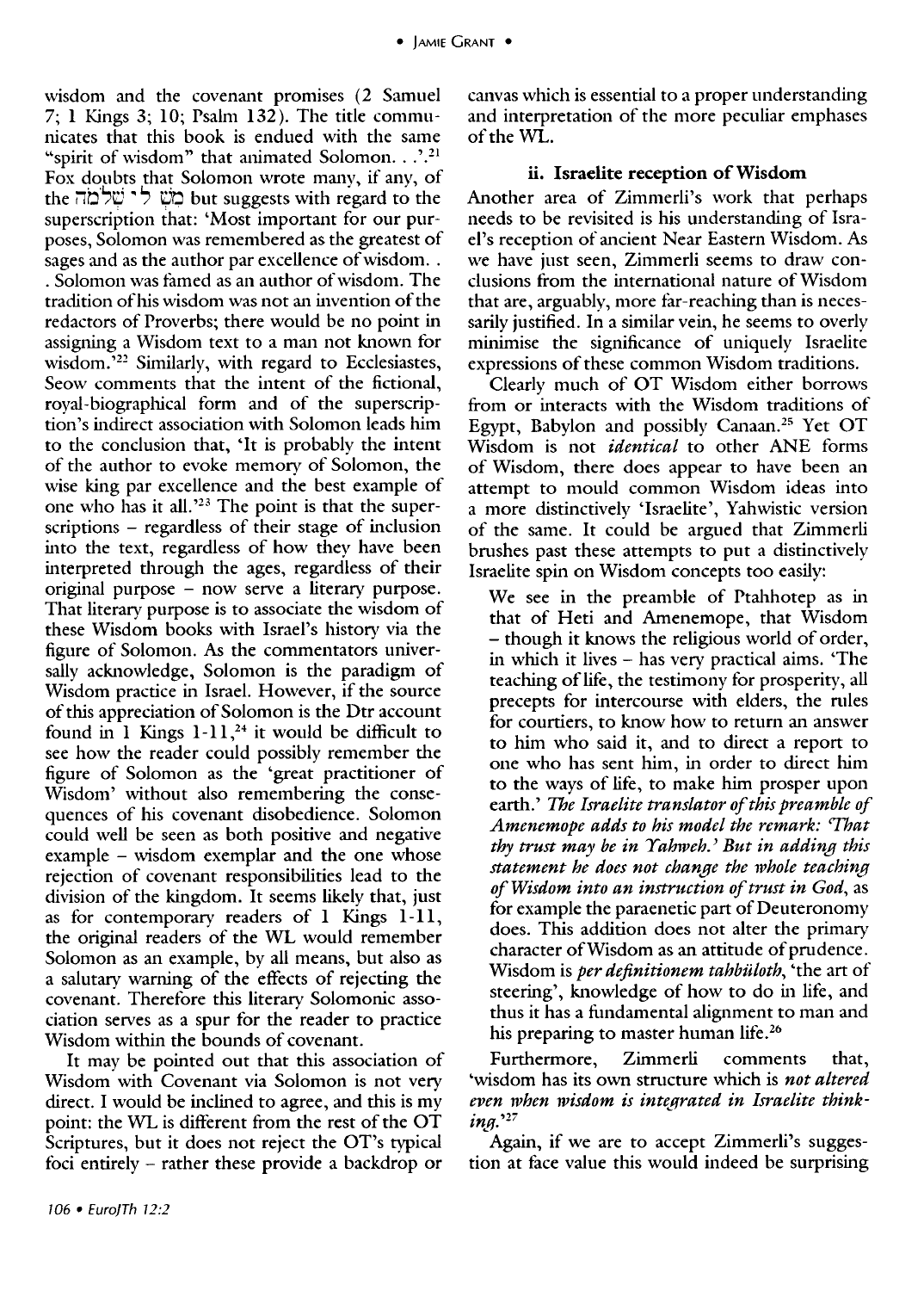wisdom and the covenant promises (2 Samuel 7; 1 Kings 3; 10; Psalm 132). The title communicates that this book is endued with the same "spirit of wisdom" that animated Solomon. . .'.[21] Fox doubts that Solomon wrote many, if any, of the מְשׁ לִ י שְׁלֹמֹה but suggests with regard to the superscription that: 'Most important for our purposes, Solomon was remembered as the greatest of sages and as the author par excellence of wisdom. . . Solomon was famed as an author of wisdom. The tradition of his wisdom was not an invention of the redactors of Proverbs; there would be no point in assigning a Wisdom text to a man not known for wisdom.'[22] Similarly, with regard to Ecclesiastes, Seow comments that the intent of the fictional, royal-biographical form and of the superscription's indirect association with Solomon leads him to the conclusion that, 'It is probably the intent of the author to evoke memory of Solomon, the wise king par excellence and the best example of one who has it all.'[23] The point is that the superscriptions – regardless of their stage of inclusion into the text, regardless of how they have been interpreted through the ages, regardless of their original purpose – now serve a literary purpose. That literary purpose is to associate the wisdom of these Wisdom books with Israel's history via the figure of Solomon. As the commentators universally acknowledge, Solomon is the paradigm of Wisdom practice in Israel. However, if the source of this appreciation of Solomon is the Dtr account found in 1 Kings 1-11,[24] it would be difficult to see how the reader could possibly remember the figure of Solomon as the 'great practitioner of Wisdom' without also remembering the consequences of his covenant disobedience. Solomon could well be seen as both positive and negative example – wisdom exemplar and the one whose rejection of covenant responsibilities lead to the division of the kingdom. It seems likely that, just as for contemporary readers of 1 Kings 1-11, the original readers of the WL would remember Solomon as an example, by all means, but also as a salutary warning of the effects of rejecting the covenant. Therefore this literary Solomonic association serves as a spur for the reader to practice Wisdom within the bounds of covenant.

It may be pointed out that this association of Wisdom with Covenant via Solomon is not very direct. I would be inclined to agree, and this is my point: the WL is different from the rest of the OT Scriptures, but it does not reject the OT's typical foci entirely – rather these provide a backdrop or canvas which is essential to a proper understanding and interpretation of the more peculiar emphases of the WL.

#### ii. Israelite reception of Wisdom

Another area of Zimmerli's work that perhaps needs to be revisited is his understanding of Israel's reception of ancient Near Eastern Wisdom. As we have just seen, Zimmerli seems to draw conclusions from the international nature of Wisdom that are, arguably, more far-reaching than is necessarily justified. In a similar vein, he seems to overly minimise the significance of uniquely Israelite expressions of these common Wisdom traditions.

Clearly much of OT Wisdom either borrows from or interacts with the Wisdom traditions of Egypt, Babylon and possibly Canaan.[25] Yet OT Wisdom is not *identical* to other ANE forms of Wisdom, there does appear to have been an attempt to mould common Wisdom ideas into a more distinctively 'Israelite', Yahwistic version of the same. It could be argued that Zimmerli brushes past these attempts to put a distinctively Israelite spin on Wisdom concepts too easily:

> We see in the preamble of Ptahhotep as in that of Heti and Amenemope, that Wisdom – though it knows the religious world of order, in which it lives – has very practical aims. 'The teaching of life, the testimony for prosperity, all precepts for intercourse with elders, the rules for courtiers, to know how to return an answer to him who said it, and to direct a report to one who has sent him, in order to direct him to the ways of life, to make him prosper upon earth.' *The Israelite translator of this preamble of Amenemope adds to his model the remark: 'That thy trust may be in Yahweh.' But in adding this statement he does not change the whole teaching of Wisdom into an instruction of trust in God*, as for example the paraenetic part of Deuteronomy does. This addition does not alter the primary character of Wisdom as an attitude of prudence. Wisdom is *per definitionem tahbūloth*, 'the art of steering', knowledge of how to do in life, and thus it has a fundamental alignment to man and his preparing to master human life.[26]

Furthermore, Zimmerli comments that, 'wisdom has its own structure which is *not altered even when wisdom is integrated in Israelite thinking*.'[27]

Again, if we are to accept Zimmerli's suggestion at face value this would indeed be surprising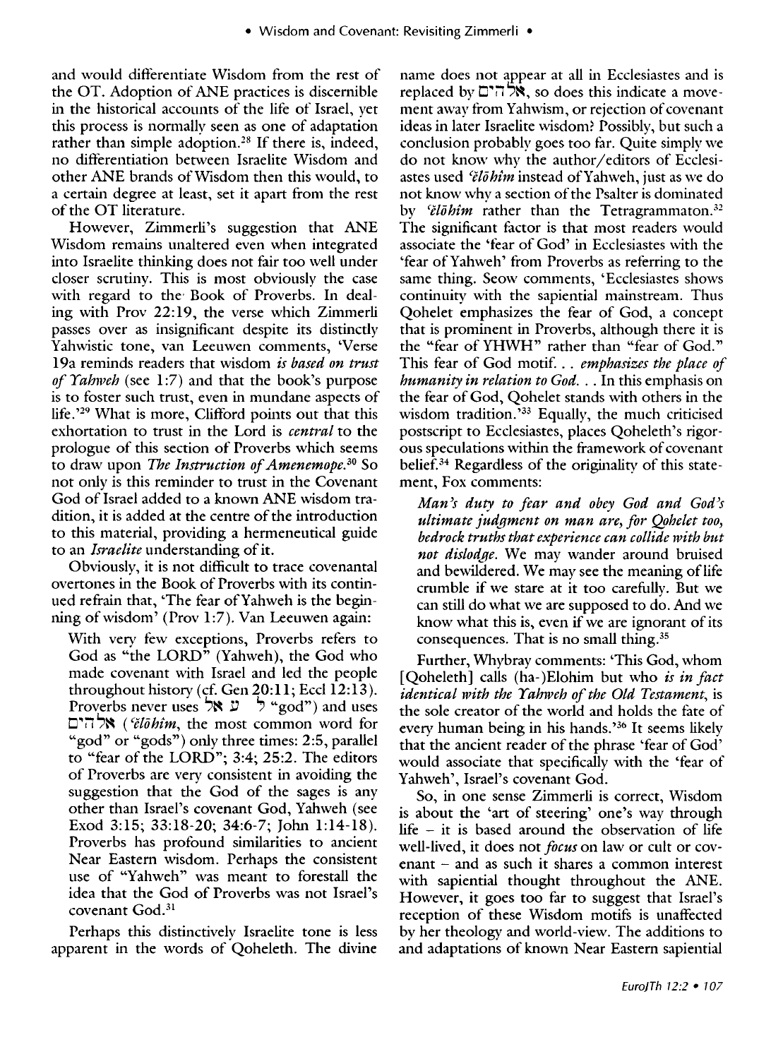and would differentiate Wisdom from the rest of the OT. Adoption of ANE practices is discernible in the historical accounts of the life of Israel, yet this process is normally seen as one of adaptation rather than simple adoption.[28] If there is, indeed, no differentiation between Israelite Wisdom and other ANE brands of Wisdom then this would, to a certain degree at least, set it apart from the rest of the OT literature.

However, Zimmerli's suggestion that ANE Wisdom remains unaltered even when integrated into Israelite thinking does not fair too well under closer scrutiny. This is most obviously the case with regard to the Book of Proverbs. In dealing with Prov 22:19, the verse which Zimmerli passes over as insignificant despite its distinctly Yahwistic tone, van Leeuwen comments, 'Verse 19a reminds readers that wisdom *is based on trust of Yahweh* (see 1:7) and that the book's purpose is to foster such trust, even in mundane aspects of life.'[29] What is more, Clifford points out that this exhortation to trust in the Lord is *central* to the prologue of this section of Proverbs which seems to draw upon *The Instruction of Amenemope*.[30] So not only is this reminder to trust in the Covenant God of Israel added to a known ANE wisdom tradition, it is added at the centre of the introduction to this material, providing a hermeneutical guide to an *Israelite* understanding of it.

Obviously, it is not difficult to trace covenantal overtones in the Book of Proverbs with its continued refrain that, 'The fear of Yahweh is the beginning of wisdom' (Prov 1:7). Van Leeuwen again:

> With very few exceptions, Proverbs refers to God as "the LORD" (Yahweh), the God who made covenant with Israel and led the people throughout history (cf. Gen 20:11; Eccl 12:13). Proverbs never uses אֵל (ʾēl "god") and uses אֱלֹהִים (*ʾĕlōhîm*, the most common word for "god" or "gods") only three times: 2:5, parallel to "fear of the LORD"; 3:4; 25:2. The editors of Proverbs are very consistent in avoiding the suggestion that the God of the sages is any other than Israel's covenant God, Yahweh (see Exod 3:15; 33:18-20; 34:6-7; John 1:14-18). Proverbs has profound similarities to ancient Near Eastern wisdom. Perhaps the consistent use of "Yahweh" was meant to forestall the idea that the God of Proverbs was not Israel's covenant God.[31]

Perhaps this distinctively Israelite tone is less apparent in the words of Qoheleth. The divine name does not appear at all in Ecclesiastes and is replaced by אֱלֹהִים, so does this indicate a movement away from Yahwism, or rejection of covenant ideas in later Israelite wisdom? Possibly, but such a conclusion probably goes too far. Quite simply we do not know why the author/editors of Ecclesiastes used *ʾĕlōhîm* instead of Yahweh, just as we do not know why a section of the Psalter is dominated by *ʾĕlōhîm* rather than the Tetragrammaton.[32] The significant factor is that most readers would associate the 'fear of God' in Ecclesiastes with the 'fear of Yahweh' from Proverbs as referring to the same thing. Seow comments, 'Ecclesiastes shows continuity with the sapiential mainstream. Thus Qohelet emphasizes the fear of God, a concept that is prominent in Proverbs, although there it is the "fear of YHWH" rather than "fear of God." This fear of God motif. . . *emphasizes the place of humanity in relation to God*. . . In this emphasis on the fear of God, Qohelet stands with others in the wisdom tradition.'[33] Equally, the much criticised postscript to Ecclesiastes, places Qoheleth's rigorous speculations within the framework of covenant belief.[34] Regardless of the originality of this statement, Fox comments:

> *Man's duty to fear and obey God and God's ultimate judgment on man are, for Qohelet too, bedrock truths that experience can collide with but not dislodge.* We may wander around bruised and bewildered. We may see the meaning of life crumble if we stare at it too carefully. But we can still do what we are supposed to do. And we know what this is, even if we are ignorant of its consequences. That is no small thing.[35]

Further, Whybray comments: 'This God, whom [Qoheleth] calls (ha-)Elohim but who *is in fact identical with the Yahweh of the Old Testament*, is the sole creator of the world and holds the fate of every human being in his hands.'[36] It seems likely that the ancient reader of the phrase 'fear of God' would associate that specifically with the 'fear of Yahweh', Israel's covenant God.

So, in one sense Zimmerli is correct, Wisdom is about the 'art of steering' one's way through life – it is based around the observation of life well-lived, it does not *focus* on law or cult or covenant – and as such it shares a common interest with sapiential thought throughout the ANE. However, it goes too far to suggest that Israel's reception of these Wisdom motifs is unaffected by her theology and world-view. The additions to and adaptations of known Near Eastern sapiential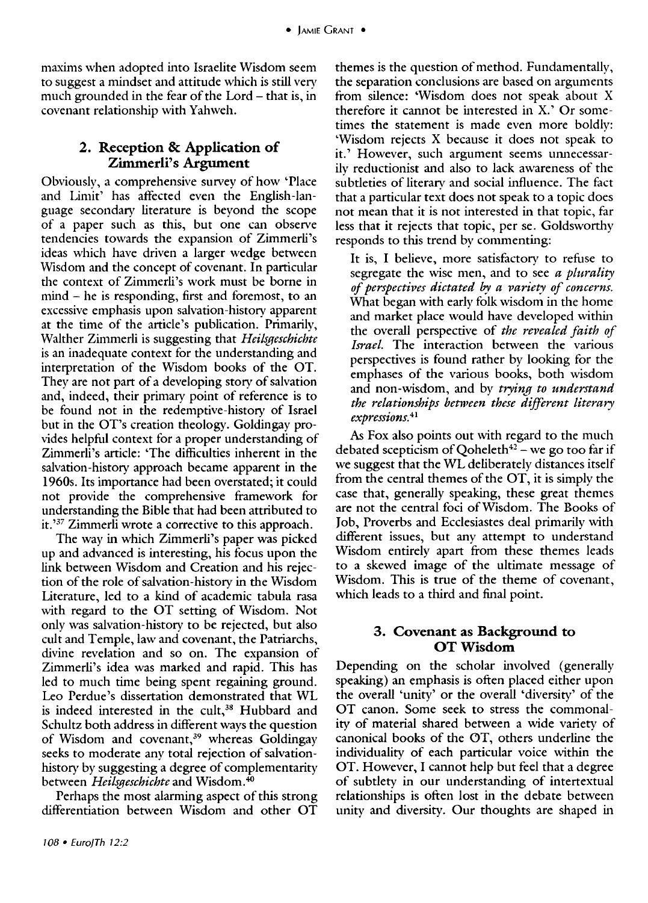maxims when adopted into Israelite Wisdom seem to suggest a mindset and attitude which is still very much grounded in the fear of the Lord – that is, in covenant relationship with Yahweh.

## 2. Reception & Application of Zimmerli's Argument

Obviously, a comprehensive survey of how 'Place and Limit' has affected even the English-language secondary literature is beyond the scope of a paper such as this, but one can observe tendencies towards the expansion of Zimmerli's ideas which have driven a larger wedge between Wisdom and the concept of covenant. In particular the context of Zimmerli's work must be borne in mind – he is responding, first and foremost, to an excessive emphasis upon salvation-history apparent at the time of the article's publication. Primarily, Walther Zimmerli is suggesting that *Heilsgeschichte* is an inadequate context for the understanding and interpretation of the Wisdom books of the OT. They are not part of a developing story of salvation and, indeed, their primary point of reference is to be found not in the redemptive-history of Israel but in the OT's creation theology. Goldingay provides helpful context for a proper understanding of Zimmerli's article: 'The difficulties inherent in the salvation-history approach became apparent in the 1960s. Its importance had been overstated; it could not provide the comprehensive framework for understanding the Bible that had been attributed to it.'[37] Zimmerli wrote a corrective to this approach.

The way in which Zimmerli's paper was picked up and advanced is interesting, his focus upon the link between Wisdom and Creation and his rejection of the role of salvation-history in the Wisdom Literature, led to a kind of academic tabula rasa with regard to the OT setting of Wisdom. Not only was salvation-history to be rejected, but also cult and Temple, law and covenant, the Patriarchs, divine revelation and so on. The expansion of Zimmerli's idea was marked and rapid. This has led to much time being spent regaining ground. Leo Perdue's dissertation demonstrated that WL is indeed interested in the cult,[38] Hubbard and Schultz both address in different ways the question of Wisdom and covenant,[39] whereas Goldingay seeks to moderate any total rejection of salvation-history by suggesting a degree of complementarity between *Heilsgeschichte* and Wisdom.[40]

Perhaps the most alarming aspect of this strong differentiation between Wisdom and other OT themes is the question of method. Fundamentally, the separation conclusions are based on arguments from silence: 'Wisdom does not speak about X therefore it cannot be interested in X.' Or sometimes the statement is made even more boldly: 'Wisdom rejects X because it does not speak to it.' However, such argument seems unnecessarily reductionist and also to lack awareness of the subtleties of literary and social influence. The fact that a particular text does not speak to a topic does not mean that it is not interested in that topic, far less that it rejects that topic, per se. Goldsworthy responds to this trend by commenting:

> It is, I believe, more satisfactory to refuse to segregate the wise men, and to see *a plurality of perspectives dictated by a variety of concerns.* What began with early folk wisdom in the home and market place would have developed within the overall perspective of *the revealed faith of Israel.* The interaction between the various perspectives is found rather by looking for the emphases of the various books, both wisdom and non-wisdom, and by *trying to understand the relationships between these different literary expressions.*[41]

As Fox also points out with regard to the much debated scepticism of Qoheleth[42] – we go too far if we suggest that the WL deliberately distances itself from the central themes of the OT, it is simply the case that, generally speaking, these great themes are not the central foci of Wisdom. The Books of Job, Proverbs and Ecclesiastes deal primarily with different issues, but any attempt to understand Wisdom entirely apart from these themes leads to a skewed image of the ultimate message of Wisdom. This is true of the theme of covenant, which leads to a third and final point.

## 3. Covenant as Background to OT Wisdom

Depending on the scholar involved (generally speaking) an emphasis is often placed either upon the overall 'unity' or the overall 'diversity' of the OT canon. Some seek to stress the commonality of material shared between a wide variety of canonical books of the OT, others underline the individuality of each particular voice within the OT. However, I cannot help but feel that a degree of subtlety in our understanding of intertextual relationships is often lost in the debate between unity and diversity. Our thoughts are shaped in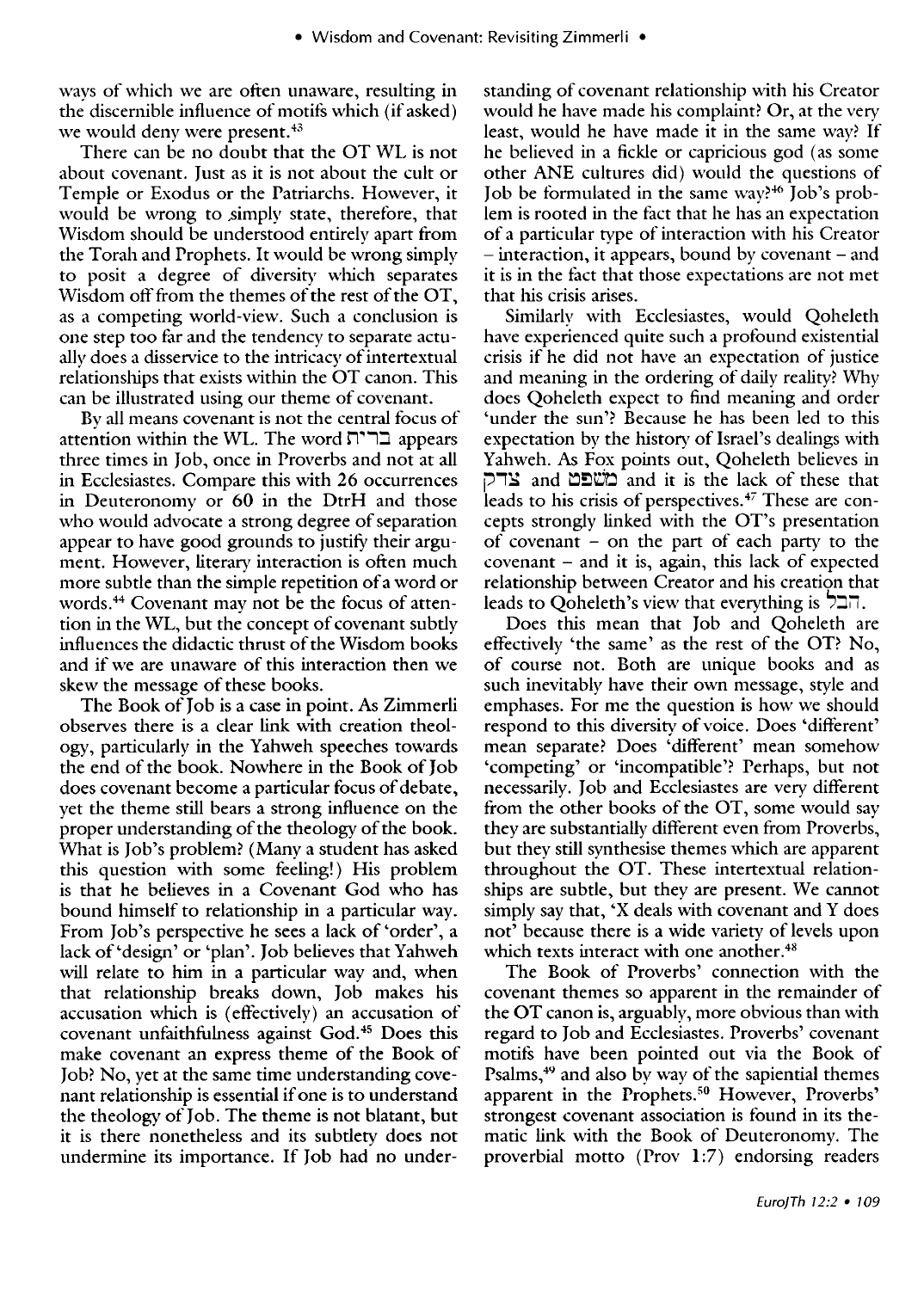ways of which we are often unaware, resulting in the discernible influence of motifs which (if asked) we would deny were present.[43]

There can be no doubt that the OT WL is not about covenant. Just as it is not about the cult or Temple or Exodus or the Patriarchs. However, it would be wrong to simply state, therefore, that Wisdom should be understood entirely apart from the Torah and Prophets. It would be wrong simply to posit a degree of diversity which separates Wisdom off from the themes of the rest of the OT, as a competing world-view. Such a conclusion is one step too far and the tendency to separate actually does a disservice to the intricacy of intertextual relationships that exists within the OT canon. This can be illustrated using our theme of covenant.

By all means covenant is not the central focus of attention within the WL. The word ברית appears three times in Job, once in Proverbs and not at all in Ecclesiastes. Compare this with 26 occurrences in Deuteronomy or 60 in the DtrH and those who would advocate a strong degree of separation appear to have good grounds to justify their argument. However, literary interaction is often much more subtle than the simple repetition of a word or words.[44] Covenant may not be the focus of attention in the WL, but the concept of covenant subtly influences the didactic thrust of the Wisdom books and if we are unaware of this interaction then we skew the message of these books.

The Book of Job is a case in point. As Zimmerli observes there is a clear link with creation theology, particularly in the Yahweh speeches towards the end of the book. Nowhere in the Book of Job does covenant become a particular focus of debate, yet the theme still bears a strong influence on the proper understanding of the theology of the book. What is Job's problem? (Many a student has asked this question with some feeling!) His problem is that he believes in a Covenant God who has bound himself to relationship in a particular way. From Job's perspective he sees a lack of 'order', a lack of 'design' or 'plan'. Job believes that Yahweh will relate to him in a particular way and, when that relationship breaks down, Job makes his accusation which is (effectively) an accusation of covenant unfaithfulness against God.[45] Does this make covenant an express theme of the Book of Job? No, yet at the same time understanding covenant relationship is essential if one is to understand the theology of Job. The theme is not blatant, but it is there nonetheless and its subtlety does not undermine its importance. If Job had no understanding of covenant relationship with his Creator would he have made his complaint? Or, at the very least, would he have made it in the same way? If he believed in a fickle or capricious god (as some other ANE cultures did) would the questions of Job be formulated in the same way?[46] Job's problem is rooted in the fact that he has an expectation of a particular type of interaction with his Creator – interaction, it appears, bound by covenant – and it is in the fact that those expectations are not met that his crisis arises.

Similarly with Ecclesiastes, would Qoheleth have experienced quite such a profound existential crisis if he did not have an expectation of justice and meaning in the ordering of daily reality? Why does Qoheleth expect to find meaning and order 'under the sun'? Because he has been led to this expectation by the history of Israel's dealings with Yahweh. As Fox points out, Qoheleth believes in צדק and משפט and it is the lack of these that leads to his crisis of perspectives.[47] These are concepts strongly linked with the OT's presentation of covenant – on the part of each party to the covenant – and it is, again, this lack of expected relationship between Creator and his creation that leads to Qoheleth's view that everything is הבל.

Does this mean that Job and Qoheleth are effectively 'the same' as the rest of the OT? No, of course not. Both are unique books and as such inevitably have their own message, style and emphases. For me the question is how we should respond to this diversity of voice. Does 'different' mean separate? Does 'different' mean somehow 'competing' or 'incompatible'? Perhaps, but not necessarily. Job and Ecclesiastes are very different from the other books of the OT, some would say they are substantially different even from Proverbs, but they still synthesise themes which are apparent throughout the OT. These intertextual relationships are subtle, but they are present. We cannot simply say that, 'X deals with covenant and Y does not' because there is a wide variety of levels upon which texts interact with one another.[48]

The Book of Proverbs' connection with the covenant themes so apparent in the remainder of the OT canon is, arguably, more obvious than with regard to Job and Ecclesiastes. Proverbs' covenant motifs have been pointed out via the Book of Psalms,[49] and also by way of the sapiential themes apparent in the Prophets.[50] However, Proverbs' strongest covenant association is found in its thematic link with the Book of Deuteronomy. The proverbial motto (Prov 1:7) endorsing readers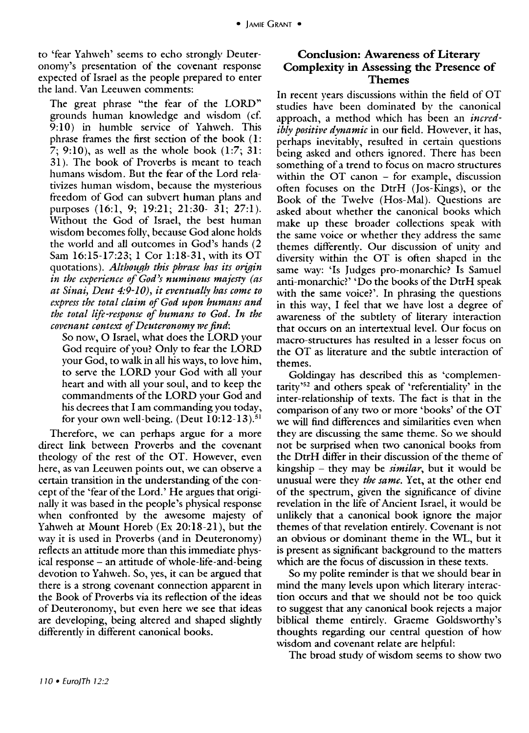to 'fear Yahweh' seems to echo strongly Deuteronomy's presentation of the covenant response expected of Israel as the people prepared to enter the land. Van Leeuwen comments:

> The great phrase "the fear of the LORD" grounds human knowledge and wisdom (cf. 9:10) in humble service of Yahweh. This phrase frames the first section of the book (1:7; 9:10), as well as the whole book (1:7; 31:31). The book of Proverbs is meant to teach humans wisdom. But the fear of the Lord relativizes human wisdom, because the mysterious freedom of God can subvert human plans and purposes (16:1, 9; 19:21; 21:30- 31; 27:1). Without the God of Israel, the best human wisdom becomes folly, because God alone holds the world and all outcomes in God's hands (2 Sam 16:15-17:23; 1 Cor 1:18-31, with its OT quotations). *Although this phrase has its origin in the experience of God's numinous majesty (as at Sinai, Deut 4:9-10), it eventually has come to express the total claim of God upon humans and the total life-response of humans to God. In the covenant context of Deuteronomy we find*:
>
> > So now, O Israel, what does the LORD your God require of you? Only to fear the LORD your God, to walk in all his ways, to love him, to serve the LORD your God with all your heart and with all your soul, and to keep the commandments of the LORD your God and his decrees that I am commanding you today, for your own well-being. (Deut 10:12-13).[51]

Therefore, we can perhaps argue for a more direct link between Proverbs and the covenant theology of the rest of the OT. However, even here, as van Leeuwen points out, we can observe a certain transition in the understanding of the concept of the 'fear of the Lord.' He argues that originally it was based in the people's physical response when confronted by the awesome majesty of Yahweh at Mount Horeb (Ex 20:18-21), but the way it is used in Proverbs (and in Deuteronomy) reflects an attitude more than this immediate physical response – an attitude of whole-life-and-being devotion to Yahweh. So, yes, it can be argued that there is a strong covenant connection apparent in the Book of Proverbs via its reflection of the ideas of Deuteronomy, but even here we see that ideas are developing, being altered and shaped slightly differently in different canonical books.

## Conclusion: Awareness of Literary Complexity in Assessing the Presence of Themes

In recent years discussions within the field of OT studies have been dominated by the canonical approach, a method which has been an *incredibly positive dynamic* in our field. However, it has, perhaps inevitably, resulted in certain questions being asked and others ignored. There has been something of a trend to focus on macro structures within the OT canon – for example, discussion often focuses on the DtrH (Jos-Kings), or the Book of the Twelve (Hos-Mal). Questions are asked about whether the canonical books which make up these broader collections speak with the same voice or whether they address the same themes differently. Our discussion of unity and diversity within the OT is often shaped in the same way: 'Is Judges pro-monarchic? Is Samuel anti-monarchic?' 'Do the books of the DtrH speak with the same voice?'. In phrasing the questions in this way, I feel that we have lost a degree of awareness of the subtlety of literary interaction that occurs on an intertextual level. Our focus on macro-structures has resulted in a lesser focus on the OT as literature and the subtle interaction of themes.

Goldingay has described this as 'complementarity'[52] and others speak of 'referentiality' in the inter-relationship of texts. The fact is that in the comparison of any two or more 'books' of the OT we will find differences and similarities even when they are discussing the same theme. So we should not be surprised when two canonical books from the DtrH differ in their discussion of the theme of kingship – they may be *similar*, but it would be unusual were they *the same*. Yet, at the other end of the spectrum, given the significance of divine revelation in the life of Ancient Israel, it would be unlikely that a canonical book ignore the major themes of that revelation entirely. Covenant is not an obvious or dominant theme in the WL, but it is present as significant background to the matters which are the focus of discussion in these texts.

So my polite reminder is that we should bear in mind the many levels upon which literary interaction occurs and that we should not be too quick to suggest that any canonical book rejects a major biblical theme entirely. Graeme Goldsworthy's thoughts regarding our central question of how wisdom and covenant relate are helpful:

> The broad study of wisdom seems to show two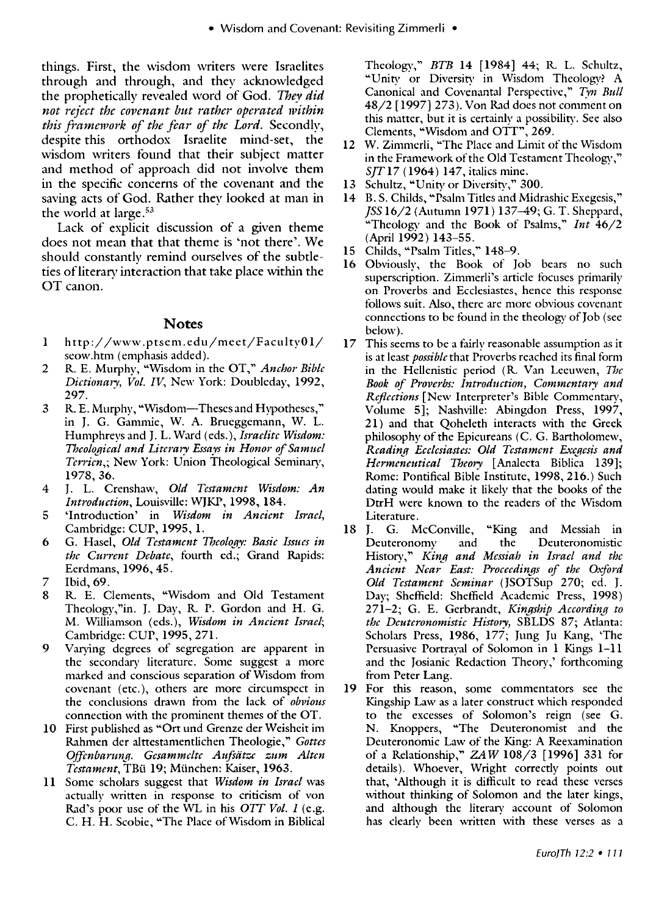things. First, the wisdom writers were Israelites through and through, and they acknowledged the prophetically revealed word of God. *They did not reject the covenant but rather operated within this framework of the fear of the Lord.* Secondly, despite this orthodox Israelite mind-set, the wisdom writers found that their subject matter and method of approach did not involve them in the specific concerns of the covenant and the saving acts of God. Rather they looked at man in the world at large.[53]

Lack of explicit discussion of a given theme does not mean that that theme is 'not there'. We should constantly remind ourselves of the subtleties of literary interaction that take place within the OT canon.

## Notes

1. http://www.ptsem.edu/meet/Faculty01/seow.htm (emphasis added).
2. R. E. Murphy, "Wisdom in the OT," *Anchor Bible Dictionary, Vol. IV*, New York: Doubleday, 1992, 297.
3. R. E. Murphy, "Wisdom—Theses and Hypotheses," in J. G. Gammie, W. A. Brueggemann, W. L. Humphreys and J. L. Ward (eds.), *Israelite Wisdom: Theological and Literary Essays in Honor of Samuel Terrien*,; New York: Union Theological Seminary, 1978, 36.
4. J. L. Crenshaw, *Old Testament Wisdom: An Introduction*, Louisville: WJKP, 1998, 184.
5. 'Introduction' in *Wisdom in Ancient Israel*, Cambridge: CUP, 1995, 1.
6. G. Hasel, *Old Testament Theology: Basic Issues in the Current Debate*, fourth ed.; Grand Rapids: Eerdmans, 1996, 45.
7. Ibid, 69.
8. R. E. Clements, "Wisdom and Old Testament Theology,"in. J. Day, R. P. Gordon and H. G. M. Williamson (eds.), *Wisdom in Ancient Israel*; Cambridge: CUP, 1995, 271.
9. Varying degrees of segregation are apparent in the secondary literature. Some suggest a more marked and conscious separation of Wisdom from covenant (etc.), others are more circumspect in the conclusions drawn from the lack of *obvious* connection with the prominent themes of the OT.
10. First published as "Ort und Grenze der Weisheit im Rahmen der alttestamentlichen Theologie," *Gottes Offenbarung. Gesammelte Aufsätze zum Alten Testament*, TBü 19; München: Kaiser, 1963.
11. Some scholars suggest that *Wisdom in Israel* was actually written in response to criticism of von Rad's poor use of the WL in his *OTT Vol. 1* (e.g. C. H. H. Scobie, "The Place of Wisdom in Biblical Theology," *BTB* 14 [1984] 44; R. L. Schultz, "Unity or Diversity in Wisdom Theology? A Canonical and Covenantal Perspective," *Tyn Bull* 48/2 [1997] 273). Von Rad does not comment on this matter, but it is certainly a possibility. See also Clements, "Wisdom and OTT", 269.
12. W. Zimmerli, "The Place and Limit of the Wisdom in the Framework of the Old Testament Theology," *SJT* 17 (1964) 147, italics mine.
13. Schultz, "Unity or Diversity," 300.
14. B. S. Childs, "Psalm Titles and Midrashic Exegesis," *JSS* 16/2 (Autumn 1971) 137–49; G. T. Sheppard, "Theology and the Book of Psalms," *Int* 46/2 (April 1992) 143–55.
15. Childs, "Psalm Titles," 148–9.
16. Obviously, the Book of Job bears no such superscription. Zimmerli's article focuses primarily on Proverbs and Ecclesiastes, hence this response follows suit. Also, there are more obvious covenant connections to be found in the theology of Job (see below).
17. This seems to be a fairly reasonable assumption as it is at least *possible* that Proverbs reached its final form in the Hellenistic period (R. Van Leeuwen, *The Book of Proverbs: Introduction, Commentary and Reflections* [New Interpreter's Bible Commentary, Volume 5]; Nashville: Abingdon Press, 1997, 21) and that Qoheleth interacts with the Greek philosophy of the Epicureans (C. G. Bartholomew, *Reading Ecclesiastes: Old Testament Exegesis and Hermeneutical Theory* [Analecta Biblica 139]; Rome: Pontifical Bible Institute, 1998, 216.) Such dating would make it likely that the books of the DtrH were known to the readers of the Wisdom Literature.
18. J. G. McConville, "King and Messiah in Deuteronomy and the Deuteronomistic History," *King and Messiah in Israel and the Ancient Near East: Proceedings of the Oxford Old Testament Seminar* (JSOTSup 270; ed. J. Day; Sheffield: Sheffield Academic Press, 1998) 271–2; G. E. Gerbrandt, *Kingship According to the Deuteronomistic History*, SBLDS 87; Atlanta: Scholars Press, 1986, 177; Jung Ju Kang, 'The Persuasive Portrayal of Solomon in 1 Kings 1–11 and the Josianic Redaction Theory,' forthcoming from Peter Lang.
19. For this reason, some commentators see the Kingship Law as a later construct which responded to the excesses of Solomon's reign (see G. N. Knoppers, "The Deuteronomist and the Deuteronomic Law of the King: A Reexamination of a Relationship," *ZAW* 108/3 [1996] 331 for details). Whoever, Wright correctly points out that, 'Although it is difficult to read these verses without thinking of Solomon and the later kings, and although the literary account of Solomon has clearly been written with these verses as a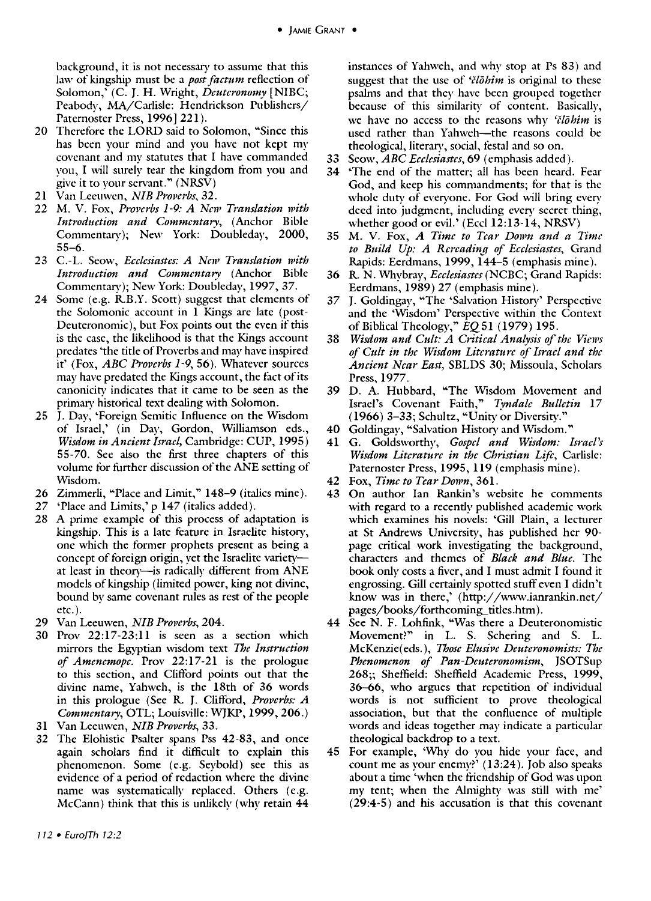background, it is not necessary to assume that this law of kingship must be a *post factum* reflection of Solomon,' (C. J. H. Wright, *Deuteronomy* [NIBC; Peabody, MA/Carlisle: Hendrickson Publishers/ Paternoster Press, 1996] 221).

20 Therefore the LORD said to Solomon, "Since this has been your mind and you have not kept my covenant and my statutes that I have commanded you, I will surely tear the kingdom from you and give it to your servant." (NRSV)

21 Van Leeuwen, *NIB Proverbs*, 32.

22 M. V. Fox, *Proverbs 1-9: A New Translation with Introduction and Commentary*, (Anchor Bible Commentary); New York: Doubleday, 2000, 55–6.

23 C.-L. Seow, *Ecclesiastes: A New Translation with Introduction and Commentary* (Anchor Bible Commentary); New York: Doubleday, 1997, 37.

24 Some (e.g. R.B.Y. Scott) suggest that elements of the Solomonic account in 1 Kings are late (post-Deuteronomic), but Fox points out the even if this is the case, the likelihood is that the Kings account predates 'the title of Proverbs and may have inspired it' (Fox, *ABC Proverbs 1-9*, 56). Whatever sources may have predated the Kings account, the fact of its canonicity indicates that it came to be seen as the primary historical text dealing with Solomon.

25 J. Day, 'Foreign Semitic Influence on the Wisdom of Israel,' (in Day, Gordon, Williamson eds., *Wisdom in Ancient Israel*, Cambridge: CUP, 1995) 55-70. See also the first three chapters of this volume for further discussion of the ANE setting of Wisdom.

26 Zimmerli, "Place and Limit," 148–9 (italics mine).

27 'Place and Limits,' p 147 (italics added).

28 A prime example of this process of adaptation is kingship. This is a late feature in Israelite history, one which the former prophets present as being a concept of foreign origin, yet the Israelite variety—at least in theory—is radically different from ANE models of kingship (limited power, king not divine, bound by same covenant rules as rest of the people etc.).

29 Van Leeuwen, *NIB Proverbs*, 204.

30 Prov 22:17-23:11 is seen as a section which mirrors the Egyptian wisdom text *The Instruction of Amenemope*. Prov 22:17-21 is the prologue to this section, and Clifford points out that the divine name, Yahweh, is the 18th of 36 words in this prologue (See R. J. Clifford, *Proverbs: A Commentary*, OTL; Louisville: WJKP, 1999, 206.)

31 Van Leeuwen, *NIB Proverbs*, 33.

32 The Elohistic Psalter spans Pss 42-83, and once again scholars find it difficult to explain this phenomenon. Some (e.g. Seybold) see this as evidence of a period of redaction where the divine name was systematically replaced. Others (e.g. McCann) think that this is unlikely (why retain 44 instances of Yahweh, and why stop at Ps 83) and suggest that the use of *'ĕlōhîm* is original to these psalms and that they have been grouped together because of this similarity of content. Basically, we have no access to the reasons why *'ĕlōhîm* is used rather than Yahweh—the reasons could be theological, literary, social, festal and so on.

33 Seow, *ABC Ecclesiastes*, 69 (emphasis added).

34 'The end of the matter; all has been heard. Fear God, and keep his commandments; for that is the whole duty of everyone. For God will bring every deed into judgment, including every secret thing, whether good or evil.' (Eccl 12:13-14, NRSV)

35 M. V. Fox, *A Time to Tear Down and a Time to Build Up: A Rereading of Ecclesiastes*, Grand Rapids: Eerdmans, 1999, 144–5 (emphasis mine).

36 R. N. Whybray, *Ecclesiastes* (NCBC; Grand Rapids: Eerdmans, 1989) 27 (emphasis mine).

37 J. Goldingay, "The 'Salvation History' Perspective and the 'Wisdom' Perspective within the Context of Biblical Theology," *EQ* 51 (1979) 195.

38 *Wisdom and Cult: A Critical Analysis of the Views of Cult in the Wisdom Literature of Israel and the Ancient Near East*, SBLDS 30; Missoula, Scholars Press, 1977.

39 D. A. Hubbard, "The Wisdom Movement and Israel's Covenant Faith," *Tyndale Bulletin* 17 (1966) 3–33; Schultz, "Unity or Diversity."

40 Goldingay, "Salvation History and Wisdom."

41 G. Goldsworthy, *Gospel and Wisdom: Israel's Wisdom Literature in the Christian Life*, Carlisle: Paternoster Press, 1995, 119 (emphasis mine).

42 Fox, *Time to Tear Down*, 361.

43 On author Ian Rankin's website he comments with regard to a recently published academic work which examines his novels: 'Gill Plain, a lecturer at St Andrews University, has published her 90-page critical work investigating the background, characters and themes of *Black and Blue*. The book only costs a fiver, and I must admit I found it engrossing. Gill certainly spotted stuff even I didn't know was in there,' (http://www.ianrankin.net/pages/books/forthcoming_titles.htm).

44 See N. F. Lohfink, "Was there a Deuteronomistic Movement?" in L. S. Schering and S. L. McKenzie(eds.), *Those Elusive Deuteronomists: The Phenomenon of Pan-Deuteronomism*, JSOTSup 268;; Sheffield: Sheffield Academic Press, 1999, 36–66, who argues that repetition of individual words is not sufficient to prove theological association, but that the confluence of multiple words and ideas together may indicate a particular theological backdrop to a text.

45 For example, 'Why do you hide your face, and count me as your enemy?' (13:24). Job also speaks about a time 'when the friendship of God was upon my tent; when the Almighty was still with me' (29:4-5) and his accusation is that this covenant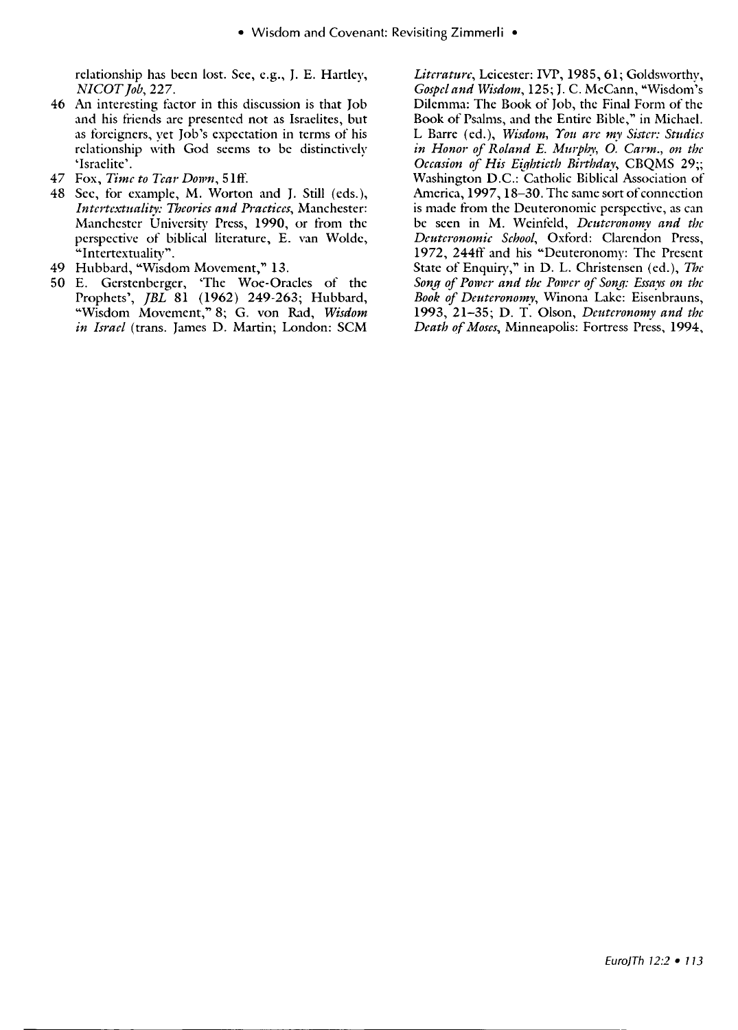relationship has been lost. See, e.g., J. E. Hartley, *NICOT Job*, 227.

46 An interesting factor in this discussion is that Job and his friends are presented not as Israelites, but as foreigners, yet Job's expectation in terms of his relationship with God seems to be distinctively 'Israelite'.

47 Fox, *Time to Tear Down*, 51ff.

48 See, for example, M. Worton and J. Still (eds.), *Intertextuality: Theories and Practices*, Manchester: Manchester University Press, 1990, or from the perspective of biblical literature, E. van Wolde, "Intertextuality".

49 Hubbard, "Wisdom Movement," 13.

50 E. Gerstenberger, 'The Woe-Oracles of the Prophets', *JBL* 81 (1962) 249-263; Hubbard, "Wisdom Movement," 8; G. von Rad, *Wisdom in Israel* (trans. James D. Martin; London: SCM *Literature*, Leicester: IVP, 1985, 61; Goldsworthy, *Gospel and Wisdom*, 125; J. C. McCann, "Wisdom's Dilemma: The Book of Job, the Final Form of the Book of Psalms, and the Entire Bible," in Michael. L Barre (ed.), *Wisdom, You are my Sister: Studies in Honor of Roland E. Murphy, O. Carm., on the Occasion of His Eightieth Birthday*, CBQMS 29;; Washington D.C.: Catholic Biblical Association of America, 1997, 18–30. The same sort of connection is made from the Deuteronomic perspective, as can be seen in M. Weinfeld, *Deuteronomy and the Deuteronomic School*, Oxford: Clarendon Press, 1972, 244ff and his "Deuteronomy: The Present State of Enquiry," in D. L. Christensen (ed.), *The Song of Power and the Power of Song: Essays on the Book of Deuteronomy*, Winona Lake: Eisenbrauns, 1993, 21–35; D. T. Olson, *Deuteronomy and the Death of Moses*, Minneapolis: Fortress Press, 1994,